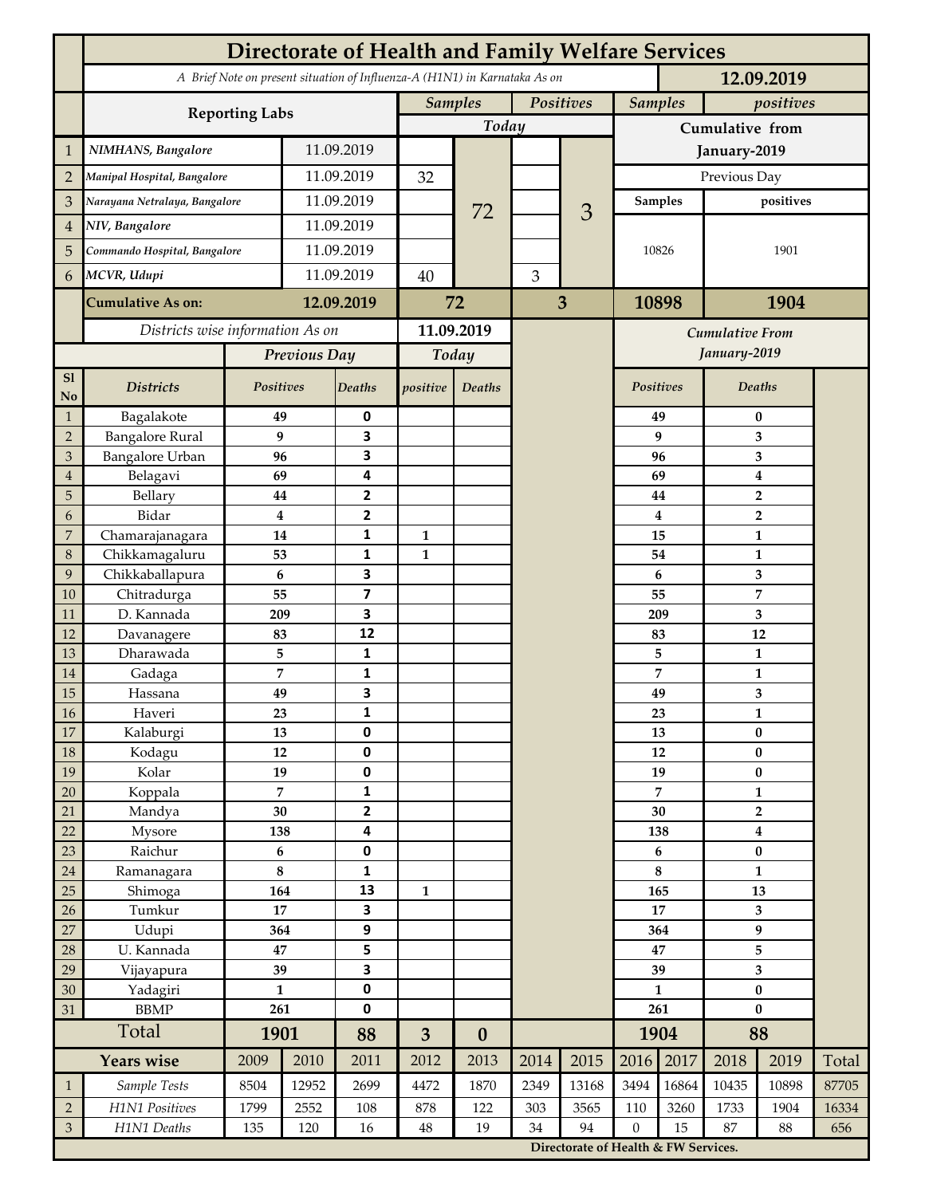# Directorate of Health and Family Welfare Services

*A Brief Note on present situation of Influenza-A (H1N1) in Karnataka As on* **12.09.2019**

| | Reporting Labs | | Samples Today | | Positives Today | | Samples (Cumulative from January-2019, Previous Day) | positives (Cumulative from January-2019, Previous Day) |
|---|---|---|---|---|---|---|---|---|
| 1 | *NIMHANS, Bangalore* | 11.09.2019 | | 72 | | 3 | 10826 | 1901 |
| 2 | *Manipal Hospital, Bangalore* | 11.09.2019 | 32 | | | | | |
| 3 | *Narayana Netralaya, Bangalore* | 11.09.2019 | | | | | | |
| 4 | *NIV, Bangalore* | 11.09.2019 | | | | | | |
| 5 | *Commando Hospital, Bangalore* | 11.09.2019 | | | | | | |
| 6 | *MCVR, Udupi* | 11.09.2019 | 40 | | 3 | | | |
| | **Cumulative As on:** | **12.09.2019** | **72** | | **3** | | **10898** | **1904** |

*Districts wise information As on* **11.09.2019**

| Sl No | Districts | Previous Day Positives | Previous Day Deaths | Today positive | Today Deaths | Cumulative From January-2019 Positives | Cumulative From January-2019 Deaths |
|---|---|---|---|---|---|---|---|
| 1 | Bagalakote | 49 | 0 | | | 49 | 0 |
| 2 | Bangalore Rural | 9 | 3 | | | 9 | 3 |
| 3 | Bangalore Urban | 96 | 3 | | | 96 | 3 |
| 4 | Belagavi | 69 | 4 | | | 69 | 4 |
| 5 | Bellary | 44 | 2 | | | 44 | 2 |
| 6 | Bidar | 4 | 2 | | | 4 | 2 |
| 7 | Chamarajanagara | 14 | 1 | 1 | | 15 | 1 |
| 8 | Chikkamagaluru | 53 | 1 | 1 | | 54 | 1 |
| 9 | Chikkaballapura | 6 | 3 | | | 6 | 3 |
| 10 | Chitradurga | 55 | 7 | | | 55 | 7 |
| 11 | D. Kannada | 209 | 3 | | | 209 | 3 |
| 12 | Davanagere | 83 | 12 | | | 83 | 12 |
| 13 | Dharawada | 5 | 1 | | | 5 | 1 |
| 14 | Gadaga | 7 | 1 | | | 7 | 1 |
| 15 | Hassana | 49 | 3 | | | 49 | 3 |
| 16 | Haveri | 23 | 1 | | | 23 | 1 |
| 17 | Kalaburgi | 13 | 0 | | | 13 | 0 |
| 18 | Kodagu | 12 | 0 | | | 12 | 0 |
| 19 | Kolar | 19 | 0 | | | 19 | 0 |
| 20 | Koppala | 7 | 1 | | | 7 | 1 |
| 21 | Mandya | 30 | 2 | | | 30 | 2 |
| 22 | Mysore | 138 | 4 | | | 138 | 4 |
| 23 | Raichur | 6 | 0 | | | 6 | 0 |
| 24 | Ramanagara | 8 | 1 | | | 8 | 1 |
| 25 | Shimoga | 164 | 13 | 1 | | 165 | 13 |
| 26 | Tumkur | 17 | 3 | | | 17 | 3 |
| 27 | Udupi | 364 | 9 | | | 364 | 9 |
| 28 | U. Kannada | 47 | 5 | | | 47 | 5 |
| 29 | Vijayapura | 39 | 3 | | | 39 | 3 |
| 30 | Yadagiri | 1 | 0 | | | 1 | 0 |
| 31 | BBMP | 261 | 0 | | | 261 | 0 |
| | **Total** | **1901** | **88** | **3** | **0** | **1904** | **88** |

| | Years wise | 2009 | 2010 | 2011 | 2012 | 2013 | 2014 | 2015 | 2016 | 2017 | 2018 | 2019 | Total |
|---|---|---|---|---|---|---|---|---|---|---|---|---|---|
| 1 | *Sample Tests* | 8504 | 12952 | 2699 | 4472 | 1870 | 2349 | 13168 | 3494 | 16864 | 10435 | 10898 | 87705 |
| 2 | *H1N1 Positives* | 1799 | 2552 | 108 | 878 | 122 | 303 | 3565 | 110 | 3260 | 1733 | 1904 | 16334 |
| 3 | *H1N1 Deaths* | 135 | 120 | 16 | 48 | 19 | 34 | 94 | 0 | 15 | 87 | 88 | 656 |

**Directorate of Health & FW Services.**